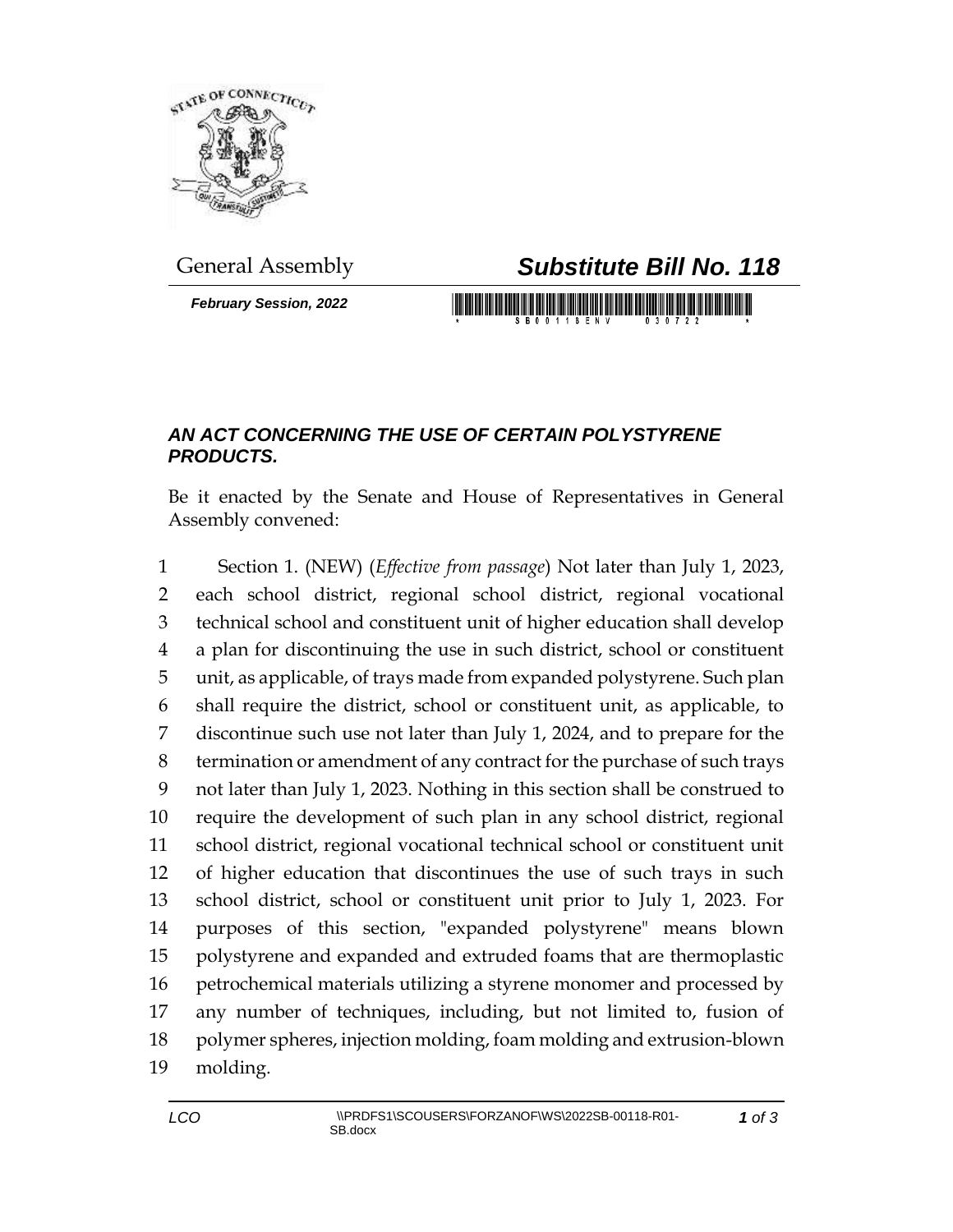General Assembly

# *Substitute Bill No. 118*

***February Session, 2022***

## *AN ACT CONCERNING THE USE OF CERTAIN POLYSTYRENE PRODUCTS.*

Be it enacted by the Senate and House of Representatives in General Assembly convened:

1 Section 1. (NEW) (*Effective from passage*) Not later than July 1, 2023,
2 each school district, regional school district, regional vocational
3 technical school and constituent unit of higher education shall develop
4 a plan for discontinuing the use in such district, school or constituent
5 unit, as applicable, of trays made from expanded polystyrene. Such plan
6 shall require the district, school or constituent unit, as applicable, to
7 discontinue such use not later than July 1, 2024, and to prepare for the
8 termination or amendment of any contract for the purchase of such trays
9 not later than July 1, 2023. Nothing in this section shall be construed to
10 require the development of such plan in any school district, regional
11 school district, regional vocational technical school or constituent unit
12 of higher education that discontinues the use of such trays in such
13 school district, school or constituent unit prior to July 1, 2023. For
14 purposes of this section, "expanded polystyrene" means blown
15 polystyrene and expanded and extruded foams that are thermoplastic
16 petrochemical materials utilizing a styrene monomer and processed by
17 any number of techniques, including, but not limited to, fusion of
18 polymer spheres, injection molding, foam molding and extrusion-blown
19 molding.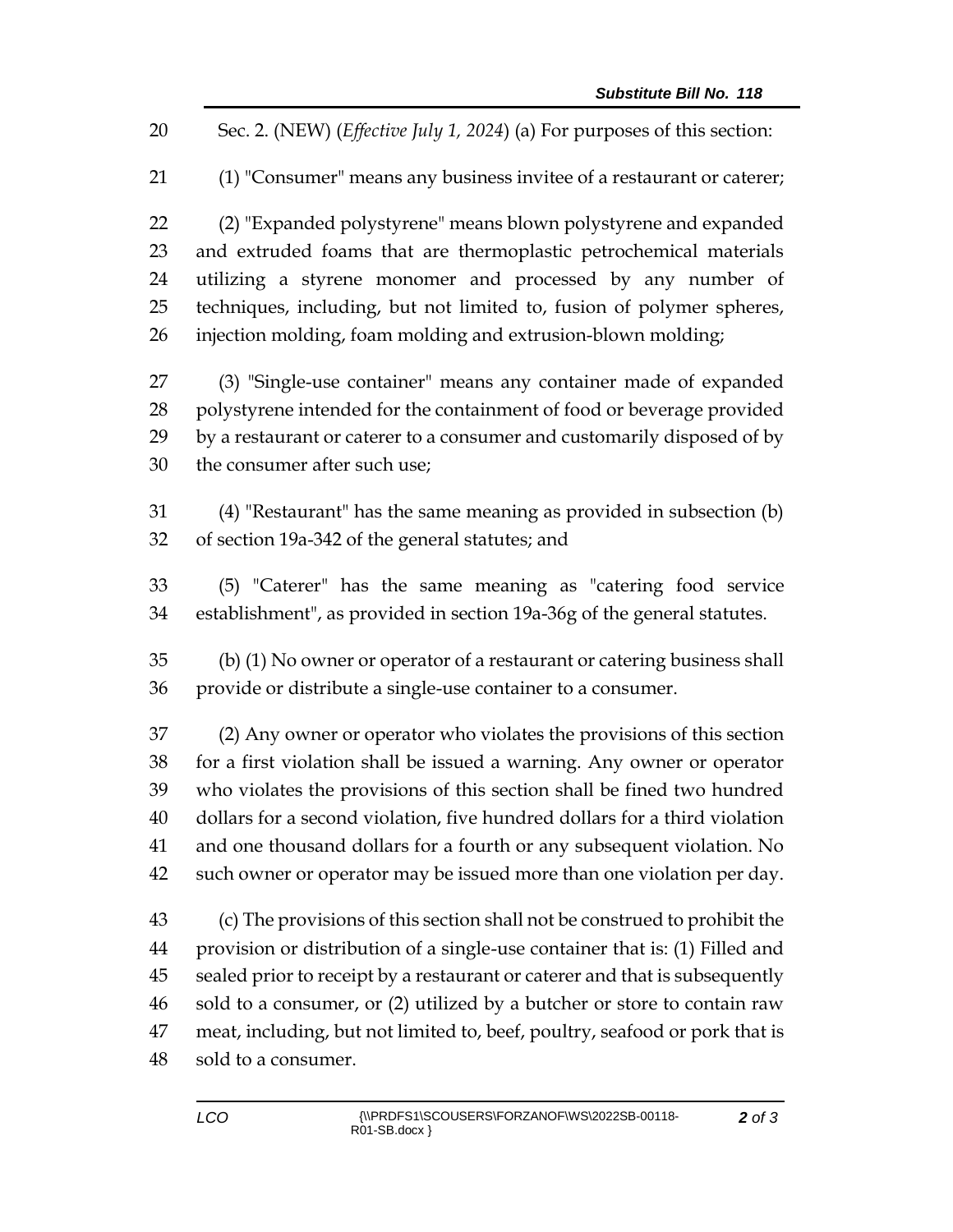Sec. 2. (NEW) (*Effective July 1, 2024*) (a) For purposes of this section:

(1) "Consumer" means any business invitee of a restaurant or caterer;

(2) "Expanded polystyrene" means blown polystyrene and expanded and extruded foams that are thermoplastic petrochemical materials utilizing a styrene monomer and processed by any number of techniques, including, but not limited to, fusion of polymer spheres, injection molding, foam molding and extrusion-blown molding;

(3) "Single-use container" means any container made of expanded polystyrene intended for the containment of food or beverage provided by a restaurant or caterer to a consumer and customarily disposed of by the consumer after such use;

(4) "Restaurant" has the same meaning as provided in subsection (b) of section 19a-342 of the general statutes; and

(5) "Caterer" has the same meaning as "catering food service establishment", as provided in section 19a-36g of the general statutes.

(b) (1) No owner or operator of a restaurant or catering business shall provide or distribute a single-use container to a consumer.

(2) Any owner or operator who violates the provisions of this section for a first violation shall be issued a warning. Any owner or operator who violates the provisions of this section shall be fined two hundred dollars for a second violation, five hundred dollars for a third violation and one thousand dollars for a fourth or any subsequent violation. No such owner or operator may be issued more than one violation per day.

(c) The provisions of this section shall not be construed to prohibit the provision or distribution of a single-use container that is: (1) Filled and sealed prior to receipt by a restaurant or caterer and that is subsequently sold to a consumer, or (2) utilized by a butcher or store to contain raw meat, including, but not limited to, beef, poultry, seafood or pork that is sold to a consumer.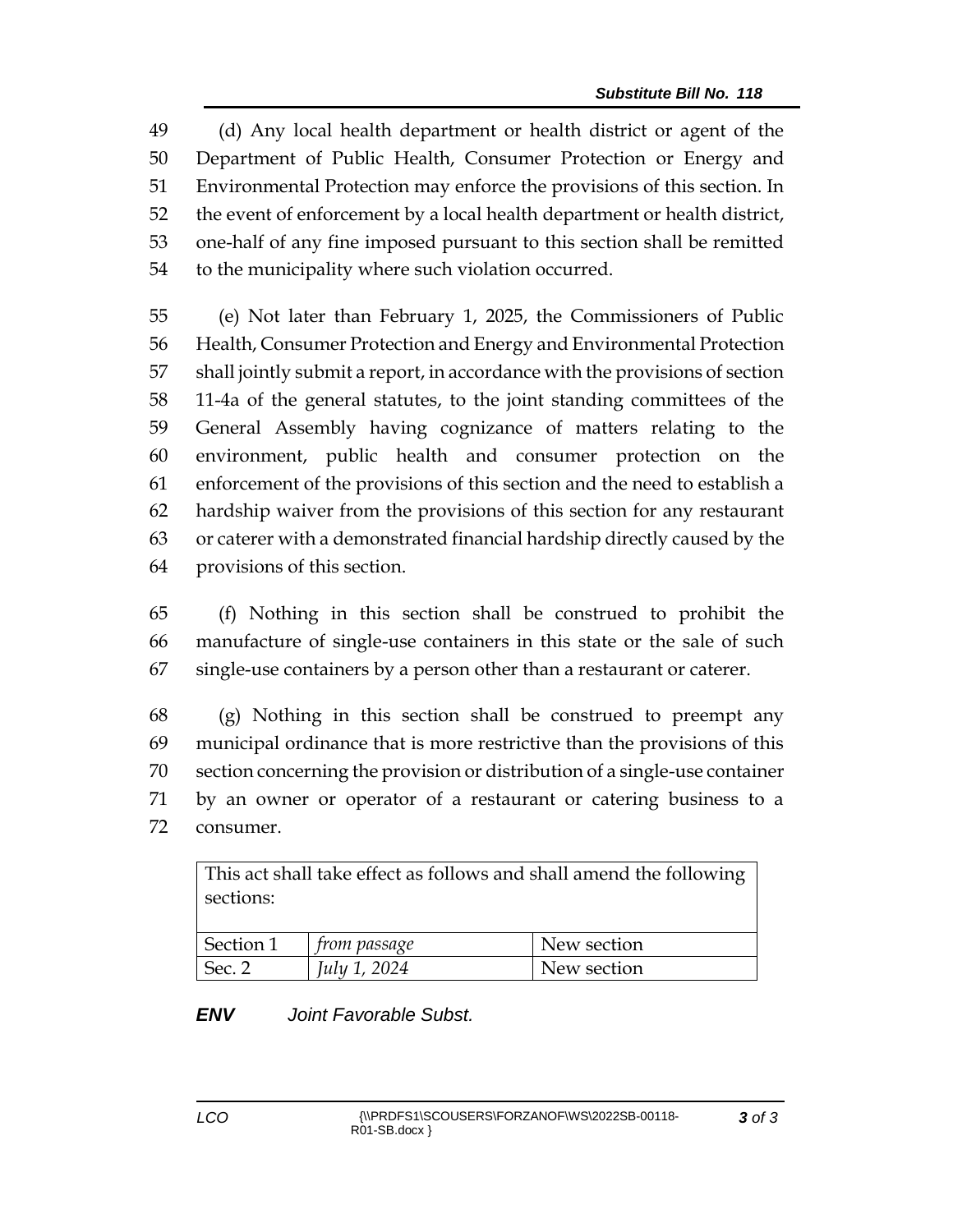49 (d) Any local health department or health district or agent of the
50 Department of Public Health, Consumer Protection or Energy and
51 Environmental Protection may enforce the provisions of this section. In
52 the event of enforcement by a local health department or health district,
53 one-half of any fine imposed pursuant to this section shall be remitted
54 to the municipality where such violation occurred.

55 (e) Not later than February 1, 2025, the Commissioners of Public
56 Health, Consumer Protection and Energy and Environmental Protection
57 shall jointly submit a report, in accordance with the provisions of section
58 11-4a of the general statutes, to the joint standing committees of the
59 General Assembly having cognizance of matters relating to the
60 environment, public health and consumer protection on the
61 enforcement of the provisions of this section and the need to establish a
62 hardship waiver from the provisions of this section for any restaurant
63 or caterer with a demonstrated financial hardship directly caused by the
64 provisions of this section.

65 (f) Nothing in this section shall be construed to prohibit the
66 manufacture of single-use containers in this state or the sale of such
67 single-use containers by a person other than a restaurant or caterer.

68 (g) Nothing in this section shall be construed to preempt any
69 municipal ordinance that is more restrictive than the provisions of this
70 section concerning the provision or distribution of a single-use container
71 by an owner or operator of a restaurant or catering business to a
72 consumer.

| This act shall take effect as follows and shall amend the following sections: | | |
|---|---|---|
| Section 1 | *from passage* | New section |
| Sec. 2 | *July 1, 2024* | New section |

***ENV*** *Joint Favorable Subst.*